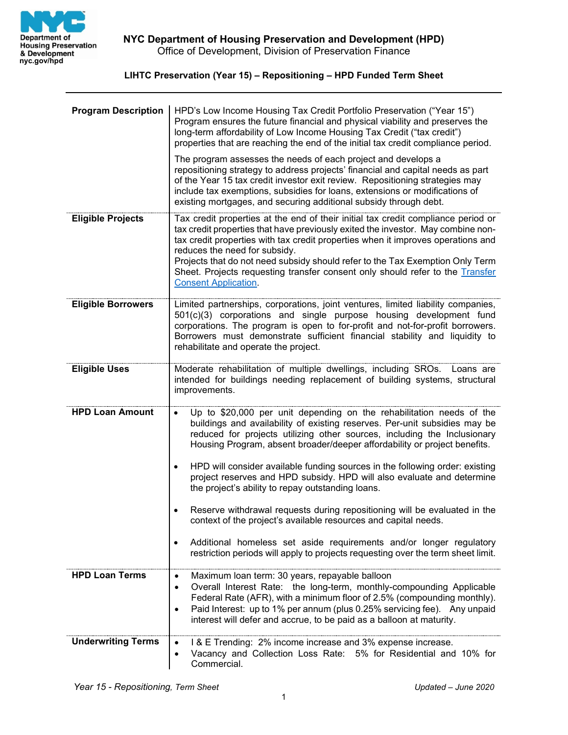# NYC Department of Housing Preservation and Development (HPD)

Office of Development, Division of Preservation Finance

## LIHTC Preservation (Year 15) – Repositioning – HPD Funded Term Sheet

| | |
|---|---|
| **Program Description** | HPD's Low Income Housing Tax Credit Portfolio Preservation ("Year 15") Program ensures the future financial and physical viability and preserves the long-term affordability of Low Income Housing Tax Credit ("tax credit") properties that are reaching the end of the initial tax credit compliance period.<br><br>The program assesses the needs of each project and develops a repositioning strategy to address projects' financial and capital needs as part of the Year 15 tax credit investor exit review. Repositioning strategies may include tax exemptions, subsidies for loans, extensions or modifications of existing mortgages, and securing additional subsidy through debt. |
| **Eligible Projects** | Tax credit properties at the end of their initial tax credit compliance period or tax credit properties that have previously exited the investor. May combine non-tax credit properties with tax credit properties when it improves operations and reduces the need for subsidy.<br>Projects that do not need subsidy should refer to the Tax Exemption Only Term Sheet. Projects requesting transfer consent only should refer to the Transfer Consent Application. |
| **Eligible Borrowers** | Limited partnerships, corporations, joint ventures, limited liability companies, 501(c)(3) corporations and single purpose housing development fund corporations. The program is open to for-profit and not-for-profit borrowers. Borrowers must demonstrate sufficient financial stability and liquidity to rehabilitate and operate the project. |
| **Eligible Uses** | Moderate rehabilitation of multiple dwellings, including SROs. Loans are intended for buildings needing replacement of building systems, structural improvements. |
| **HPD Loan Amount** | • Up to $20,000 per unit depending on the rehabilitation needs of the buildings and availability of existing reserves. Per-unit subsidies may be reduced for projects utilizing other sources, including the Inclusionary Housing Program, absent broader/deeper affordability or project benefits.<br><br>• HPD will consider available funding sources in the following order: existing project reserves and HPD subsidy. HPD will also evaluate and determine the project's ability to repay outstanding loans.<br><br>• Reserve withdrawal requests during repositioning will be evaluated in the context of the project's available resources and capital needs.<br><br>• Additional homeless set aside requirements and/or longer regulatory restriction periods will apply to projects requesting over the term sheet limit. |
| **HPD Loan Terms** | • Maximum loan term: 30 years, repayable balloon<br>• Overall Interest Rate: the long-term, monthly-compounding Applicable Federal Rate (AFR), with a minimum floor of 2.5% (compounding monthly).<br>• Paid Interest: up to 1% per annum (plus 0.25% servicing fee). Any unpaid interest will defer and accrue, to be paid as a balloon at maturity. |
| **Underwriting Terms** | • I & E Trending: 2% income increase and 3% expense increase.<br>• Vacancy and Collection Loss Rate: 5% for Residential and 10% for Commercial. |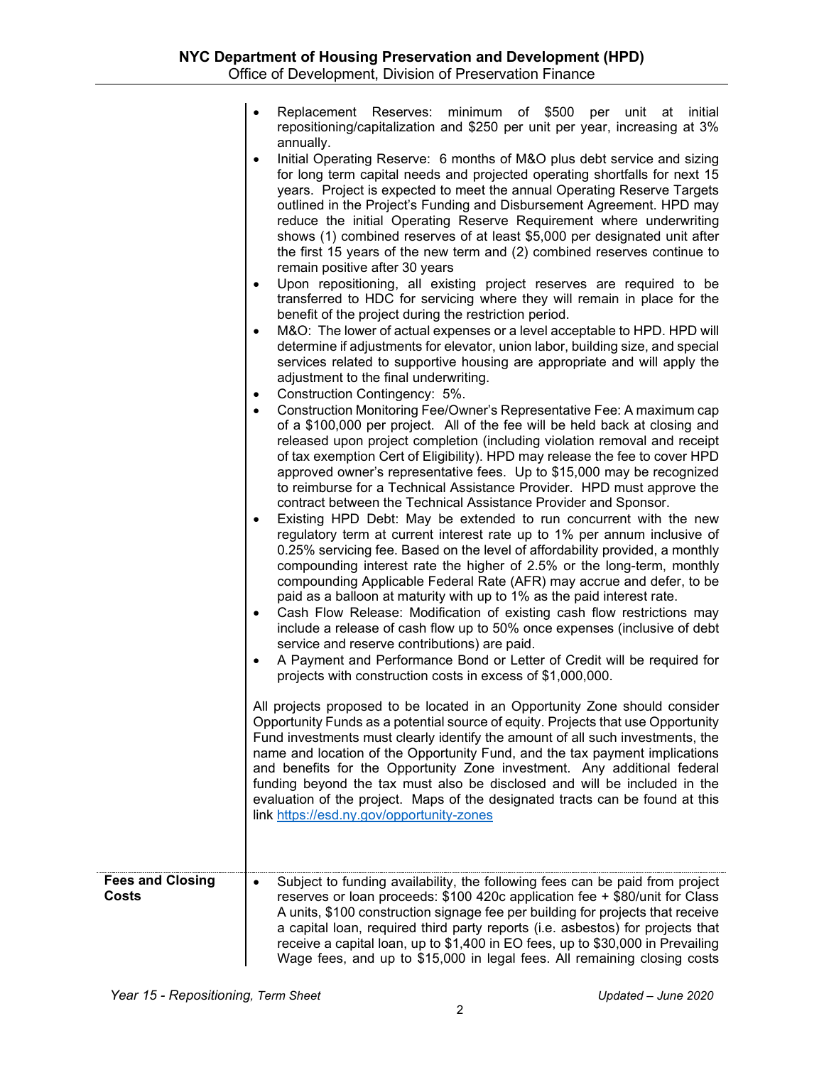- Replacement Reserves: minimum of $500 per unit at initial repositioning/capitalization and $250 per unit per year, increasing at 3% annually.
- Initial Operating Reserve: 6 months of M&O plus debt service and sizing for long term capital needs and projected operating shortfalls for next 15 years. Project is expected to meet the annual Operating Reserve Targets outlined in the Project's Funding and Disbursement Agreement. HPD may reduce the initial Operating Reserve Requirement where underwriting shows (1) combined reserves of at least $5,000 per designated unit after the first 15 years of the new term and (2) combined reserves continue to remain positive after 30 years
- Upon repositioning, all existing project reserves are required to be transferred to HDC for servicing where they will remain in place for the benefit of the project during the restriction period.
- M&O: The lower of actual expenses or a level acceptable to HPD. HPD will determine if adjustments for elevator, union labor, building size, and special services related to supportive housing are appropriate and will apply the adjustment to the final underwriting.
- Construction Contingency: 5%.
- Construction Monitoring Fee/Owner's Representative Fee: A maximum cap of a $100,000 per project. All of the fee will be held back at closing and released upon project completion (including violation removal and receipt of tax exemption Cert of Eligibility). HPD may release the fee to cover HPD approved owner's representative fees. Up to $15,000 may be recognized to reimburse for a Technical Assistance Provider. HPD must approve the contract between the Technical Assistance Provider and Sponsor.
- Existing HPD Debt: May be extended to run concurrent with the new regulatory term at current interest rate up to 1% per annum inclusive of 0.25% servicing fee. Based on the level of affordability provided, a monthly compounding interest rate the higher of 2.5% or the long-term, monthly compounding Applicable Federal Rate (AFR) may accrue and defer, to be paid as a balloon at maturity with up to 1% as the paid interest rate.
- Cash Flow Release: Modification of existing cash flow restrictions may include a release of cash flow up to 50% once expenses (inclusive of debt service and reserve contributions) are paid.
- A Payment and Performance Bond or Letter of Credit will be required for projects with construction costs in excess of $1,000,000.

All projects proposed to be located in an Opportunity Zone should consider Opportunity Funds as a potential source of equity. Projects that use Opportunity Fund investments must clearly identify the amount of all such investments, the name and location of the Opportunity Fund, and the tax payment implications and benefits for the Opportunity Zone investment. Any additional federal funding beyond the tax must also be disclosed and will be included in the evaluation of the project. Maps of the designated tracts can be found at this link https://esd.ny.gov/opportunity-zones

**Fees and Closing Costs**

- Subject to funding availability, the following fees can be paid from project reserves or loan proceeds: $100 420c application fee + $80/unit for Class A units, $100 construction signage fee per building for projects that receive a capital loan, required third party reports (i.e. asbestos) for projects that receive a capital loan, up to $1,400 in EO fees, up to $30,000 in Prevailing Wage fees, and up to $15,000 in legal fees. All remaining closing costs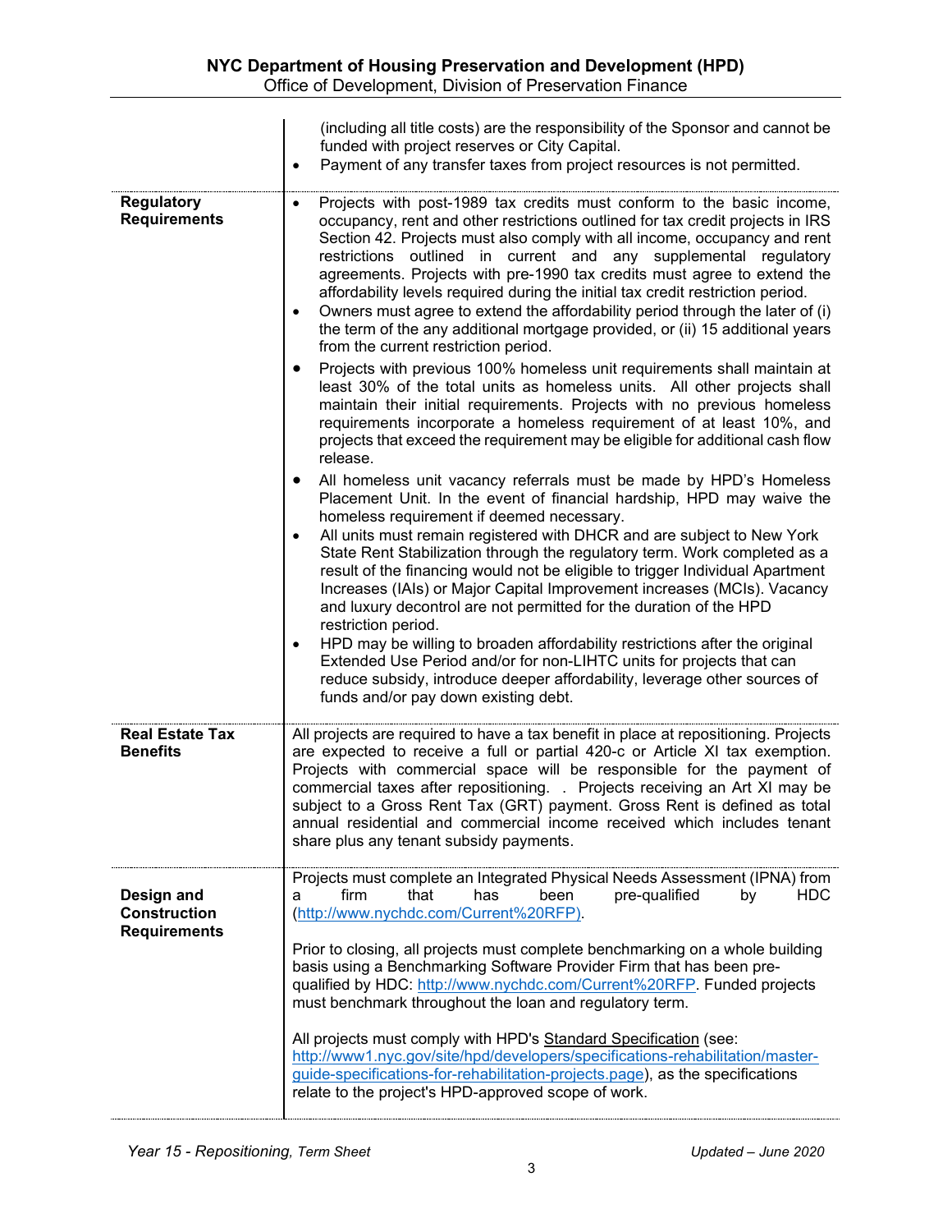| | |
|---|---|
| | (including all title costs) are the responsibility of the Sponsor and cannot be funded with project reserves or City Capital.<br>• Payment of any transfer taxes from project resources is not permitted. |
| **Regulatory Requirements** | • Projects with post-1989 tax credits must conform to the basic income, occupancy, rent and other restrictions outlined for tax credit projects in IRS Section 42. Projects must also comply with all income, occupancy and rent restrictions outlined in current and any supplemental regulatory agreements. Projects with pre-1990 tax credits must agree to extend the affordability levels required during the initial tax credit restriction period.<br>• Owners must agree to extend the affordability period through the later of (i) the term of the any additional mortgage provided, or (ii) 15 additional years from the current restriction period.<br>• Projects with previous 100% homeless unit requirements shall maintain at least 30% of the total units as homeless units. All other projects shall maintain their initial requirements. Projects with no previous homeless requirements incorporate a homeless requirement of at least 10%, and projects that exceed the requirement may be eligible for additional cash flow release.<br>• All homeless unit vacancy referrals must be made by HPD's Homeless Placement Unit. In the event of financial hardship, HPD may waive the homeless requirement if deemed necessary.<br>• All units must remain registered with DHCR and are subject to New York State Rent Stabilization through the regulatory term. Work completed as a result of the financing would not be eligible to trigger Individual Apartment Increases (IAIs) or Major Capital Improvement increases (MCIs). Vacancy and luxury decontrol are not permitted for the duration of the HPD restriction period.<br>• HPD may be willing to broaden affordability restrictions after the original Extended Use Period and/or for non-LIHTC units for projects that can reduce subsidy, introduce deeper affordability, leverage other sources of funds and/or pay down existing debt. |
| **Real Estate Tax Benefits** | All projects are required to have a tax benefit in place at repositioning. Projects are expected to receive a full or partial 420-c or Article XI tax exemption. Projects with commercial space will be responsible for the payment of commercial taxes after repositioning. . Projects receiving an Art XI may be subject to a Gross Rent Tax (GRT) payment. Gross Rent is defined as total annual residential and commercial income received which includes tenant share plus any tenant subsidy payments. |
| **Design and Construction Requirements** | Projects must complete an Integrated Physical Needs Assessment (IPNA) from a firm that has been pre-qualified by HDC (http://www.nychdc.com/Current%20RFP).<br><br>Prior to closing, all projects must complete benchmarking on a whole building basis using a Benchmarking Software Provider Firm that has been pre-qualified by HDC: http://www.nychdc.com/Current%20RFP. Funded projects must benchmark throughout the loan and regulatory term.<br><br>All projects must comply with HPD's Standard Specification (see: http://www1.nyc.gov/site/hpd/developers/specifications-rehabilitation/master-guide-specifications-for-rehabilitation-projects.page), as the specifications relate to the project's HPD-approved scope of work. |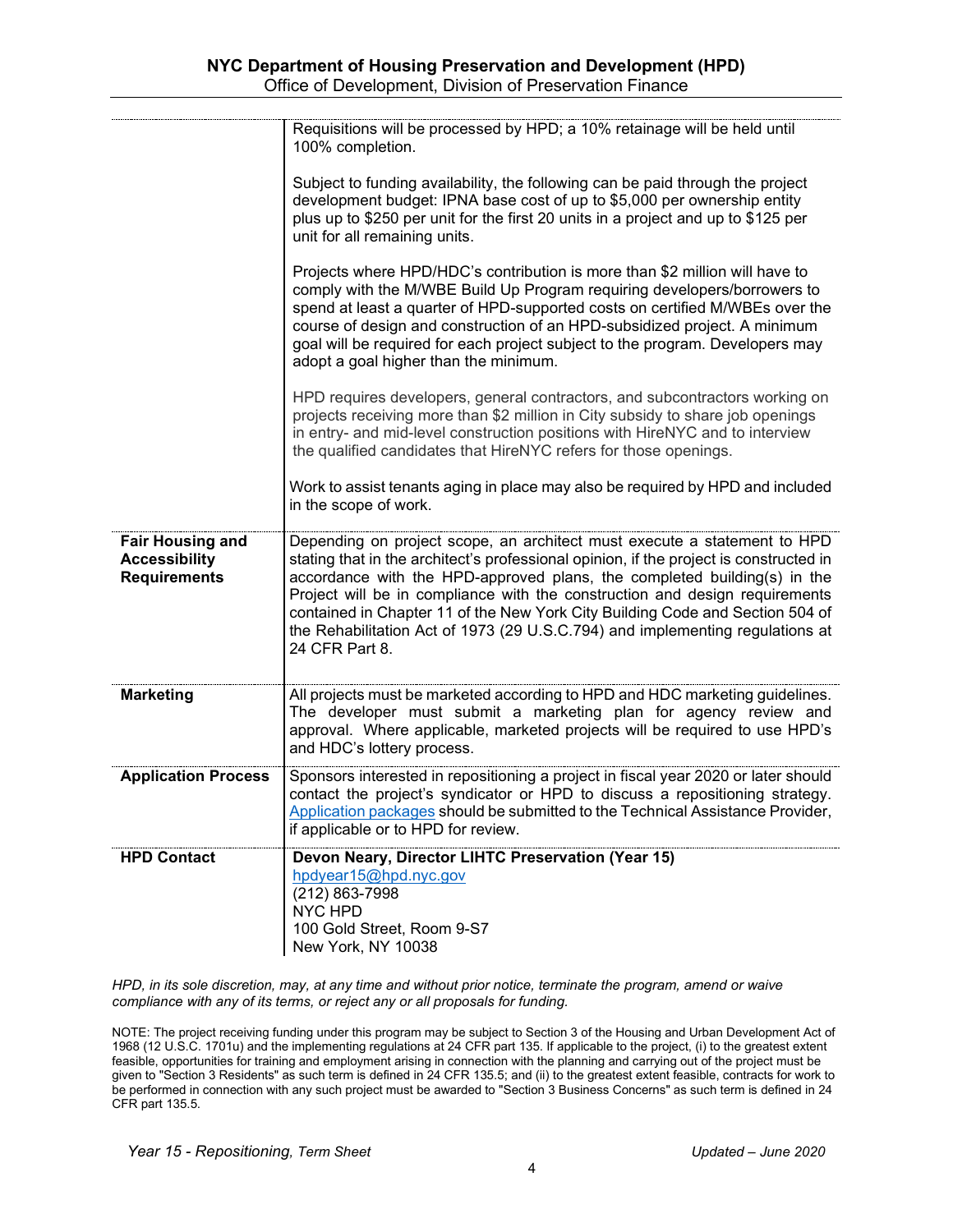| | |
|---|---|
| | Requisitions will be processed by HPD; a 10% retainage will be held until 100% completion.<br><br>Subject to funding availability, the following can be paid through the project development budget: IPNA base cost of up to $5,000 per ownership entity plus up to $250 per unit for the first 20 units in a project and up to $125 per unit for all remaining units.<br><br>Projects where HPD/HDC's contribution is more than $2 million will have to comply with the M/WBE Build Up Program requiring developers/borrowers to spend at least a quarter of HPD-supported costs on certified M/WBEs over the course of design and construction of an HPD-subsidized project. A minimum goal will be required for each project subject to the program. Developers may adopt a goal higher than the minimum.<br><br>HPD requires developers, general contractors, and subcontractors working on projects receiving more than $2 million in City subsidy to share job openings in entry- and mid-level construction positions with HireNYC and to interview the qualified candidates that HireNYC refers for those openings.<br><br>Work to assist tenants aging in place may also be required by HPD and included in the scope of work. |
| **Fair Housing and Accessibility Requirements** | Depending on project scope, an architect must execute a statement to HPD stating that in the architect's professional opinion, if the project is constructed in accordance with the HPD-approved plans, the completed building(s) in the Project will be in compliance with the construction and design requirements contained in Chapter 11 of the New York City Building Code and Section 504 of the Rehabilitation Act of 1973 (29 U.S.C.794) and implementing regulations at 24 CFR Part 8. |
| **Marketing** | All projects must be marketed according to HPD and HDC marketing guidelines. The developer must submit a marketing plan for agency review and approval. Where applicable, marketed projects will be required to use HPD's and HDC's lottery process. |
| **Application Process** | Sponsors interested in repositioning a project in fiscal year 2020 or later should contact the project's syndicator or HPD to discuss a repositioning strategy. Application packages should be submitted to the Technical Assistance Provider, if applicable or to HPD for review. |
| **HPD Contact** | **Devon Neary, Director LIHTC Preservation (Year 15)**<br>hpdyear15@hpd.nyc.gov<br>(212) 863-7998<br>NYC HPD<br>100 Gold Street, Room 9-S7<br>New York, NY 10038 |

*HPD, in its sole discretion, may, at any time and without prior notice, terminate the program, amend or waive compliance with any of its terms, or reject any or all proposals for funding.*

NOTE: The project receiving funding under this program may be subject to Section 3 of the Housing and Urban Development Act of 1968 (12 U.S.C. 1701u) and the implementing regulations at 24 CFR part 135. If applicable to the project, (i) to the greatest extent feasible, opportunities for training and employment arising in connection with the planning and carrying out of the project must be given to "Section 3 Residents" as such term is defined in 24 CFR 135.5; and (ii) to the greatest extent feasible, contracts for work to be performed in connection with any such project must be awarded to "Section 3 Business Concerns" as such term is defined in 24 CFR part 135.5.